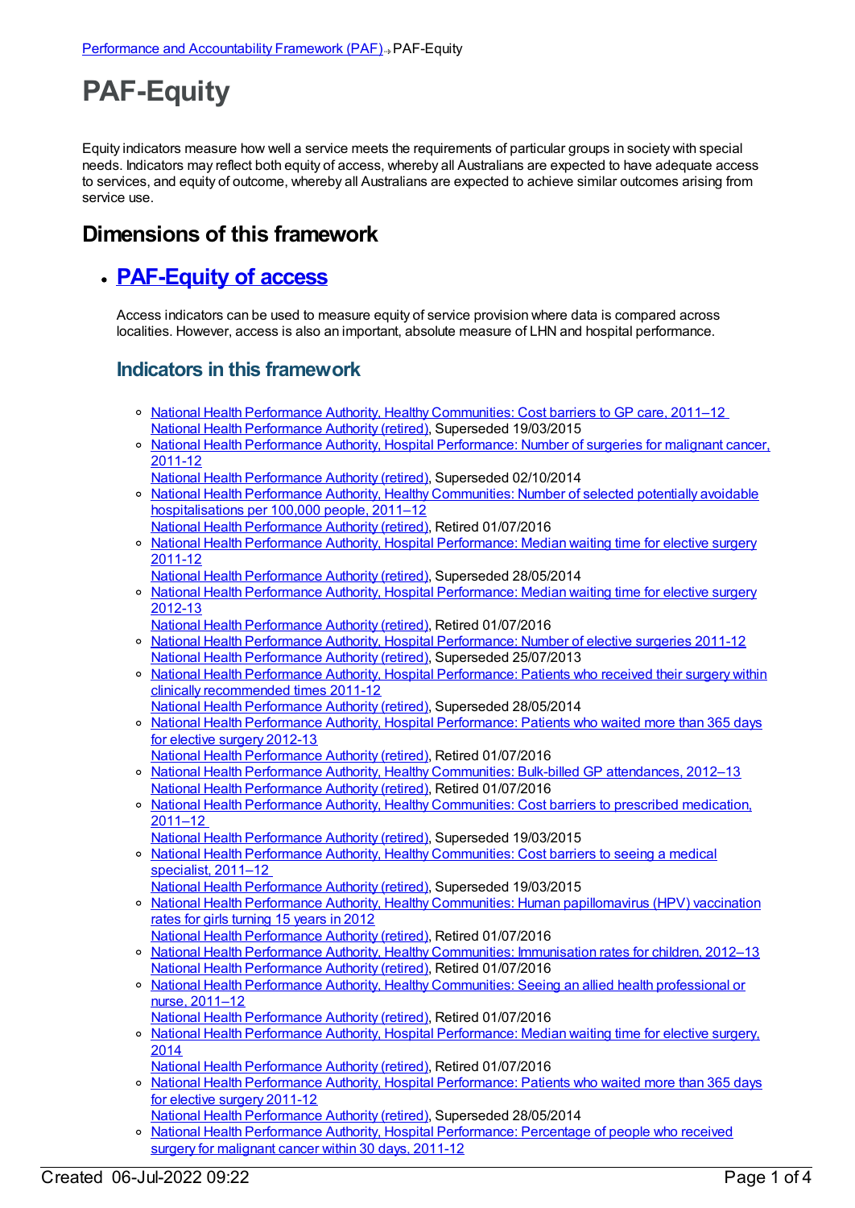Performance and Accountability Framework (PAF) ⇢ PAF-Equity

# PAF-Equity

Equity indicators measure how well a service meets the requirements of particular groups in society with special needs. Indicators may reflect both equity of access, whereby all Australians are expected to have adequate access to services, and equity of outcome, whereby all Australians are expected to achieve similar outcomes arising from service use.

## Dimensions of this framework

- ## PAF-Equity of access

  Access indicators can be used to measure equity of service provision where data is compared across localities. However, access is also an important, absolute measure of LHN and hospital performance.

  ### Indicators in this framework

  - National Health Performance Authority, Healthy Communities: Cost barriers to GP care, 2011–12
    National Health Performance Authority (retired), Superseded 19/03/2015
  - National Health Performance Authority, Hospital Performance: Number of surgeries for malignant cancer, 2011-12
    National Health Performance Authority (retired), Superseded 02/10/2014
  - National Health Performance Authority, Healthy Communities: Number of selected potentially avoidable hospitalisations per 100,000 people, 2011–12
    National Health Performance Authority (retired), Retired 01/07/2016
  - National Health Performance Authority, Hospital Performance: Median waiting time for elective surgery 2011-12
    National Health Performance Authority (retired), Superseded 28/05/2014
  - National Health Performance Authority, Hospital Performance: Median waiting time for elective surgery 2012-13
    National Health Performance Authority (retired), Retired 01/07/2016
  - National Health Performance Authority, Hospital Performance: Number of elective surgeries 2011-12
    National Health Performance Authority (retired), Superseded 25/07/2013
  - National Health Performance Authority, Hospital Performance: Patients who received their surgery within clinically recommended times 2011-12
    National Health Performance Authority (retired), Superseded 28/05/2014
  - National Health Performance Authority, Hospital Performance: Patients who waited more than 365 days for elective surgery 2012-13
    National Health Performance Authority (retired), Retired 01/07/2016
  - National Health Performance Authority, Healthy Communities: Bulk-billed GP attendances, 2012–13
    National Health Performance Authority (retired), Retired 01/07/2016
  - National Health Performance Authority, Healthy Communities: Cost barriers to prescribed medication, 2011–12
    National Health Performance Authority (retired), Superseded 19/03/2015
  - National Health Performance Authority, Healthy Communities: Cost barriers to seeing a medical specialist, 2011–12
    National Health Performance Authority (retired), Superseded 19/03/2015
  - National Health Performance Authority, Healthy Communities: Human papillomavirus (HPV) vaccination rates for girls turning 15 years in 2012
    National Health Performance Authority (retired), Retired 01/07/2016
  - National Health Performance Authority, Healthy Communities: Immunisation rates for children, 2012–13
    National Health Performance Authority (retired), Retired 01/07/2016
  - National Health Performance Authority, Healthy Communities: Seeing an allied health professional or nurse, 2011–12
    National Health Performance Authority (retired), Retired 01/07/2016
  - National Health Performance Authority, Hospital Performance: Median waiting time for elective surgery, 2014
    National Health Performance Authority (retired), Retired 01/07/2016
  - National Health Performance Authority, Hospital Performance: Patients who waited more than 365 days for elective surgery 2011-12
    National Health Performance Authority (retired), Superseded 28/05/2014
  - National Health Performance Authority, Hospital Performance: Percentage of people who received surgery for malignant cancer within 30 days, 2011-12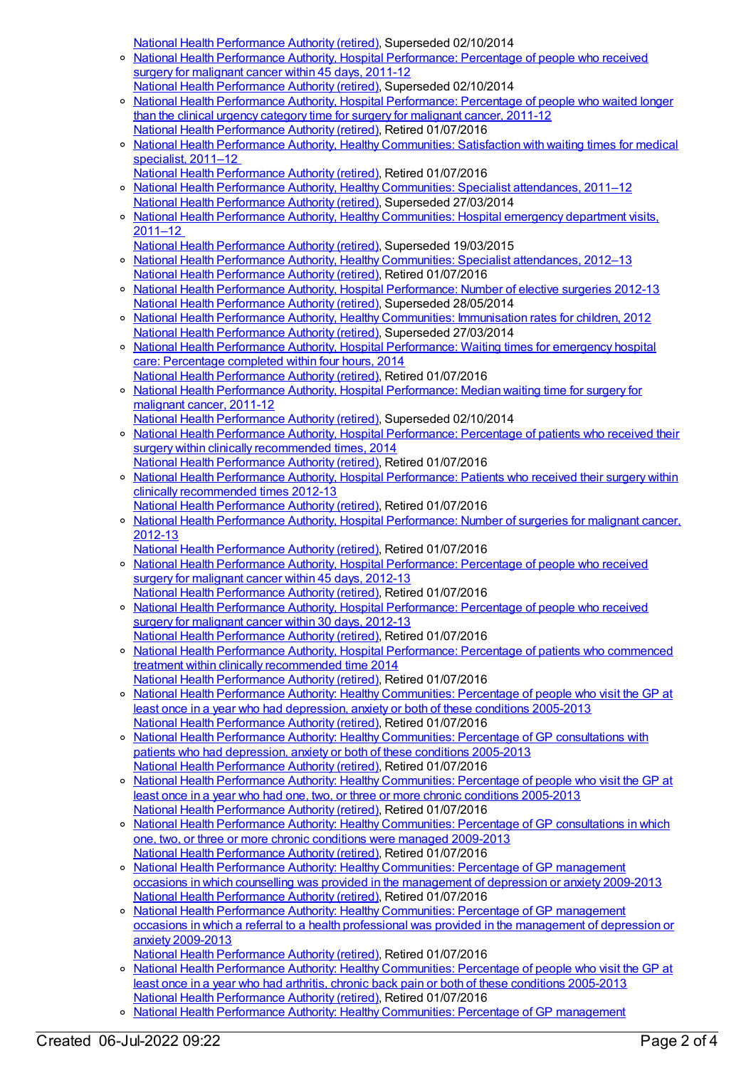National Health Performance Authority (retired), Superseded 02/10/2014

- National Health Performance Authority, Hospital Performance: Percentage of people who received surgery for malignant cancer within 45 days, 2011-12
  National Health Performance Authority (retired), Superseded 02/10/2014
- National Health Performance Authority, Hospital Performance: Percentage of people who waited longer than the clinical urgency category time for surgery for malignant cancer, 2011-12
  National Health Performance Authority (retired), Retired 01/07/2016
- National Health Performance Authority, Healthy Communities: Satisfaction with waiting times for medical specialist, 2011–12
  National Health Performance Authority (retired), Retired 01/07/2016
- National Health Performance Authority, Healthy Communities: Specialist attendances, 2011–12
  National Health Performance Authority (retired), Superseded 27/03/2014
- National Health Performance Authority, Healthy Communities: Hospital emergency department visits, 2011–12
  National Health Performance Authority (retired), Superseded 19/03/2015
- National Health Performance Authority, Healthy Communities: Specialist attendances, 2012–13
  National Health Performance Authority (retired), Retired 01/07/2016
- National Health Performance Authority, Hospital Performance: Number of elective surgeries 2012-13
  National Health Performance Authority (retired), Superseded 28/05/2014
- National Health Performance Authority, Healthy Communities: Immunisation rates for children, 2012
  National Health Performance Authority (retired), Superseded 27/03/2014
- National Health Performance Authority, Hospital Performance: Waiting times for emergency hospital care: Percentage completed within four hours, 2014
  National Health Performance Authority (retired), Retired 01/07/2016
- National Health Performance Authority, Hospital Performance: Median waiting time for surgery for malignant cancer, 2011-12
  National Health Performance Authority (retired), Superseded 02/10/2014
- National Health Performance Authority, Hospital Performance: Percentage of patients who received their surgery within clinically recommended times, 2014
  National Health Performance Authority (retired), Retired 01/07/2016
- National Health Performance Authority, Hospital Performance: Patients who received their surgery within clinically recommended times 2012-13
  National Health Performance Authority (retired), Retired 01/07/2016
- National Health Performance Authority, Hospital Performance: Number of surgeries for malignant cancer, 2012-13
  National Health Performance Authority (retired), Retired 01/07/2016
- National Health Performance Authority, Hospital Performance: Percentage of people who received surgery for malignant cancer within 45 days, 2012-13
  National Health Performance Authority (retired), Retired 01/07/2016
- National Health Performance Authority, Hospital Performance: Percentage of people who received surgery for malignant cancer within 30 days, 2012-13
  National Health Performance Authority (retired), Retired 01/07/2016
- National Health Performance Authority, Hospital Performance: Percentage of patients who commenced treatment within clinically recommended time 2014
  National Health Performance Authority (retired), Retired 01/07/2016
- National Health Performance Authority: Healthy Communities: Percentage of people who visit the GP at least once in a year who had depression, anxiety or both of these conditions 2005-2013
  National Health Performance Authority (retired), Retired 01/07/2016
- National Health Performance Authority: Healthy Communities: Percentage of GP consultations with patients who had depression, anxiety or both of these conditions 2005-2013
  National Health Performance Authority (retired), Retired 01/07/2016
- National Health Performance Authority: Healthy Communities: Percentage of people who visit the GP at least once in a year who had one, two, or three or more chronic conditions 2005-2013
  National Health Performance Authority (retired), Retired 01/07/2016
- National Health Performance Authority: Healthy Communities: Percentage of GP consultations in which one, two, or three or more chronic conditions were managed 2009-2013
  National Health Performance Authority (retired), Retired 01/07/2016
- National Health Performance Authority: Healthy Communities: Percentage of GP management occasions in which counselling was provided in the management of depression or anxiety 2009-2013
  National Health Performance Authority (retired), Retired 01/07/2016
- National Health Performance Authority: Healthy Communities: Percentage of GP management occasions in which a referral to a health professional was provided in the management of depression or anxiety 2009-2013
  National Health Performance Authority (retired), Retired 01/07/2016
- National Health Performance Authority: Healthy Communities: Percentage of people who visit the GP at least once in a year who had arthritis, chronic back pain or both of these conditions 2005-2013
  National Health Performance Authority (retired), Retired 01/07/2016
- National Health Performance Authority: Healthy Communities: Percentage of GP management

Created 06-Jul-2022 09:22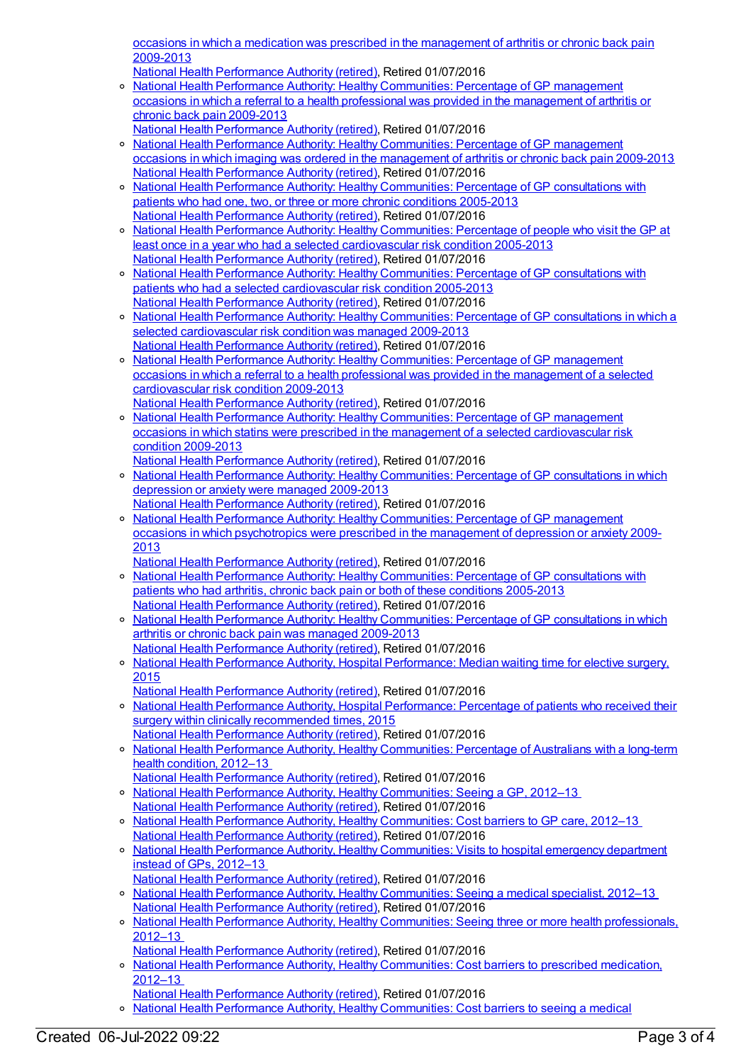occasions in which a medication was prescribed in the management of arthritis or chronic back pain 2009-2013
National Health Performance Authority (retired), Retired 01/07/2016

- National Health Performance Authority: Healthy Communities: Percentage of GP management occasions in which a referral to a health professional was provided in the management of arthritis or chronic back pain 2009-2013
National Health Performance Authority (retired), Retired 01/07/2016
- National Health Performance Authority: Healthy Communities: Percentage of GP management occasions in which imaging was ordered in the management of arthritis or chronic back pain 2009-2013
National Health Performance Authority (retired), Retired 01/07/2016
- National Health Performance Authority: Healthy Communities: Percentage of GP consultations with patients who had one, two, or three or more chronic conditions 2005-2013
National Health Performance Authority (retired), Retired 01/07/2016
- National Health Performance Authority: Healthy Communities: Percentage of people who visit the GP at least once in a year who had a selected cardiovascular risk condition 2005-2013
National Health Performance Authority (retired), Retired 01/07/2016
- National Health Performance Authority: Healthy Communities: Percentage of GP consultations with patients who had a selected cardiovascular risk condition 2005-2013
National Health Performance Authority (retired), Retired 01/07/2016
- National Health Performance Authority: Healthy Communities: Percentage of GP consultations in which a selected cardiovascular risk condition was managed 2009-2013
National Health Performance Authority (retired), Retired 01/07/2016
- National Health Performance Authority: Healthy Communities: Percentage of GP management occasions in which a referral to a health professional was provided in the management of a selected cardiovascular risk condition 2009-2013
National Health Performance Authority (retired), Retired 01/07/2016
- National Health Performance Authority: Healthy Communities: Percentage of GP management occasions in which statins were prescribed in the management of a selected cardiovascular risk condition 2009-2013
National Health Performance Authority (retired), Retired 01/07/2016
- National Health Performance Authority: Healthy Communities: Percentage of GP consultations in which depression or anxiety were managed 2009-2013
National Health Performance Authority (retired), Retired 01/07/2016
- National Health Performance Authority: Healthy Communities: Percentage of GP management occasions in which psychotropics were prescribed in the management of depression or anxiety 2009-2013
National Health Performance Authority (retired), Retired 01/07/2016
- National Health Performance Authority: Healthy Communities: Percentage of GP consultations with patients who had arthritis, chronic back pain or both of these conditions 2005-2013
National Health Performance Authority (retired), Retired 01/07/2016
- National Health Performance Authority: Healthy Communities: Percentage of GP consultations in which arthritis or chronic back pain was managed 2009-2013
National Health Performance Authority (retired), Retired 01/07/2016
- National Health Performance Authority, Hospital Performance: Median waiting time for elective surgery, 2015
National Health Performance Authority (retired), Retired 01/07/2016
- National Health Performance Authority, Hospital Performance: Percentage of patients who received their surgery within clinically recommended times, 2015
National Health Performance Authority (retired), Retired 01/07/2016
- National Health Performance Authority, Healthy Communities: Percentage of Australians with a long-term health condition, 2012–13
National Health Performance Authority (retired), Retired 01/07/2016
- National Health Performance Authority, Healthy Communities: Seeing a GP, 2012–13
National Health Performance Authority (retired), Retired 01/07/2016
- National Health Performance Authority, Healthy Communities: Cost barriers to GP care, 2012–13
National Health Performance Authority (retired), Retired 01/07/2016
- National Health Performance Authority, Healthy Communities: Visits to hospital emergency department instead of GPs, 2012–13
National Health Performance Authority (retired), Retired 01/07/2016
- National Health Performance Authority, Healthy Communities: Seeing a medical specialist, 2012–13
National Health Performance Authority (retired), Retired 01/07/2016
- National Health Performance Authority, Healthy Communities: Seeing three or more health professionals, 2012–13
National Health Performance Authority (retired), Retired 01/07/2016
- National Health Performance Authority, Healthy Communities: Cost barriers to prescribed medication, 2012–13
National Health Performance Authority (retired), Retired 01/07/2016
- National Health Performance Authority, Healthy Communities: Cost barriers to seeing a medical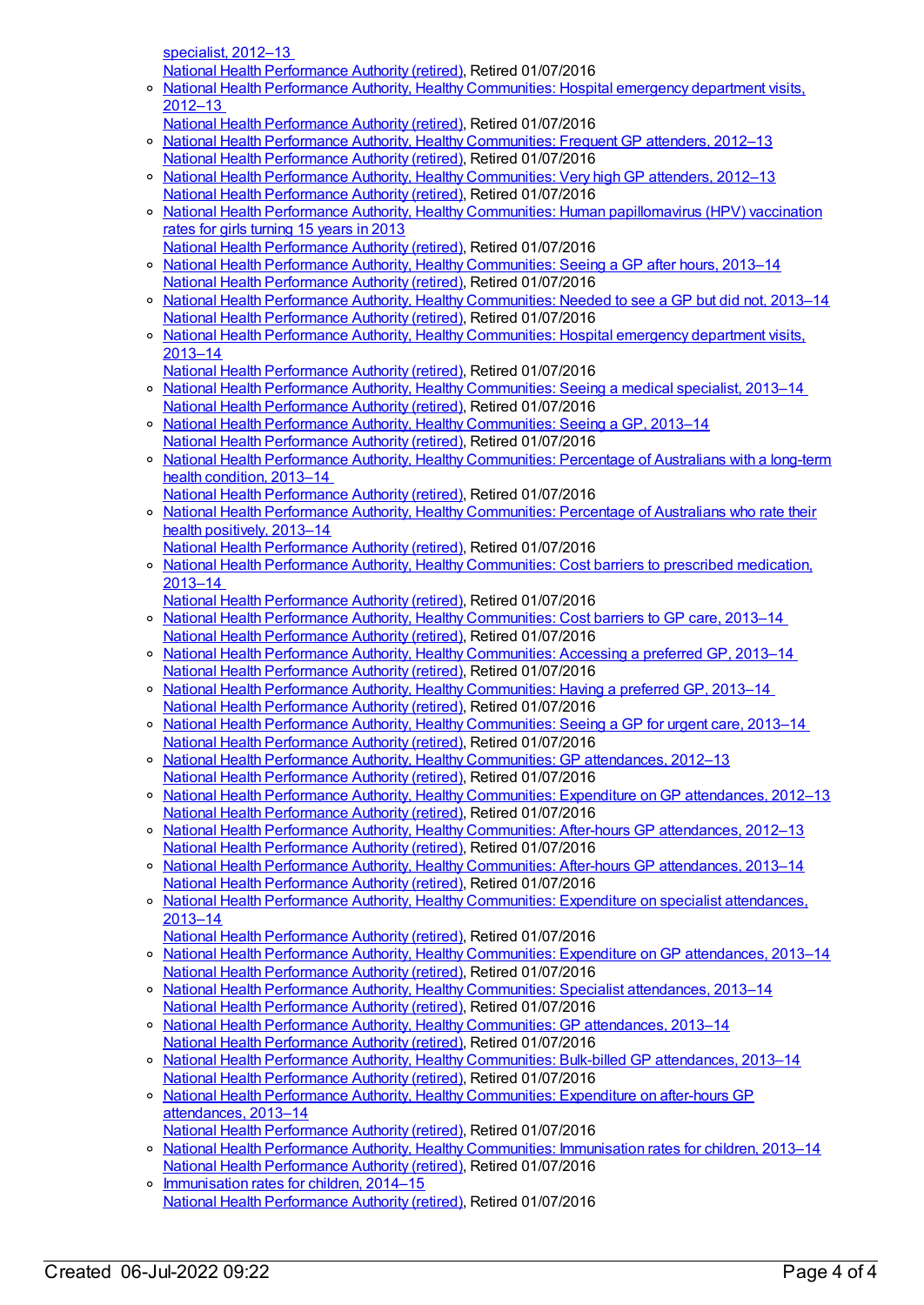specialist, 2012–13
National Health Performance Authority (retired), Retired 01/07/2016

- National Health Performance Authority, Healthy Communities: Hospital emergency department visits, 2012–13
National Health Performance Authority (retired), Retired 01/07/2016
- National Health Performance Authority, Healthy Communities: Frequent GP attenders, 2012–13
National Health Performance Authority (retired), Retired 01/07/2016
- National Health Performance Authority, Healthy Communities: Very high GP attenders, 2012–13
National Health Performance Authority (retired), Retired 01/07/2016
- National Health Performance Authority, Healthy Communities: Human papillomavirus (HPV) vaccination rates for girls turning 15 years in 2013
National Health Performance Authority (retired), Retired 01/07/2016
- National Health Performance Authority, Healthy Communities: Seeing a GP after hours, 2013–14
National Health Performance Authority (retired), Retired 01/07/2016
- National Health Performance Authority, Healthy Communities: Needed to see a GP but did not, 2013–14
National Health Performance Authority (retired), Retired 01/07/2016
- National Health Performance Authority, Healthy Communities: Hospital emergency department visits, 2013–14
National Health Performance Authority (retired), Retired 01/07/2016
- National Health Performance Authority, Healthy Communities: Seeing a medical specialist, 2013–14
National Health Performance Authority (retired), Retired 01/07/2016
- National Health Performance Authority, Healthy Communities: Seeing a GP, 2013–14
National Health Performance Authority (retired), Retired 01/07/2016
- National Health Performance Authority, Healthy Communities: Percentage of Australians with a long-term health condition, 2013–14
National Health Performance Authority (retired), Retired 01/07/2016
- National Health Performance Authority, Healthy Communities: Percentage of Australians who rate their health positively, 2013–14
National Health Performance Authority (retired), Retired 01/07/2016
- National Health Performance Authority, Healthy Communities: Cost barriers to prescribed medication, 2013–14
National Health Performance Authority (retired), Retired 01/07/2016
- National Health Performance Authority, Healthy Communities: Cost barriers to GP care, 2013–14
National Health Performance Authority (retired), Retired 01/07/2016
- National Health Performance Authority, Healthy Communities: Accessing a preferred GP, 2013–14
National Health Performance Authority (retired), Retired 01/07/2016
- National Health Performance Authority, Healthy Communities: Having a preferred GP, 2013–14
National Health Performance Authority (retired), Retired 01/07/2016
- National Health Performance Authority, Healthy Communities: Seeing a GP for urgent care, 2013–14
National Health Performance Authority (retired), Retired 01/07/2016
- National Health Performance Authority, Healthy Communities: GP attendances, 2012–13
National Health Performance Authority (retired), Retired 01/07/2016
- National Health Performance Authority, Healthy Communities: Expenditure on GP attendances, 2012–13
National Health Performance Authority (retired), Retired 01/07/2016
- National Health Performance Authority, Healthy Communities: After-hours GP attendances, 2012–13
National Health Performance Authority (retired), Retired 01/07/2016
- National Health Performance Authority, Healthy Communities: After-hours GP attendances, 2013–14
National Health Performance Authority (retired), Retired 01/07/2016
- National Health Performance Authority, Healthy Communities: Expenditure on specialist attendances, 2013–14
National Health Performance Authority (retired), Retired 01/07/2016
- National Health Performance Authority, Healthy Communities: Expenditure on GP attendances, 2013–14
National Health Performance Authority (retired), Retired 01/07/2016
- National Health Performance Authority, Healthy Communities: Specialist attendances, 2013–14
National Health Performance Authority (retired), Retired 01/07/2016
- National Health Performance Authority, Healthy Communities: GP attendances, 2013–14
National Health Performance Authority (retired), Retired 01/07/2016
- National Health Performance Authority, Healthy Communities: Bulk-billed GP attendances, 2013–14
National Health Performance Authority (retired), Retired 01/07/2016
- National Health Performance Authority, Healthy Communities: Expenditure on after-hours GP attendances, 2013–14
National Health Performance Authority (retired), Retired 01/07/2016
- National Health Performance Authority, Healthy Communities: Immunisation rates for children, 2013–14
National Health Performance Authority (retired), Retired 01/07/2016
- Immunisation rates for children, 2014–15
National Health Performance Authority (retired), Retired 01/07/2016

Created 06-Jul-2022 09:22